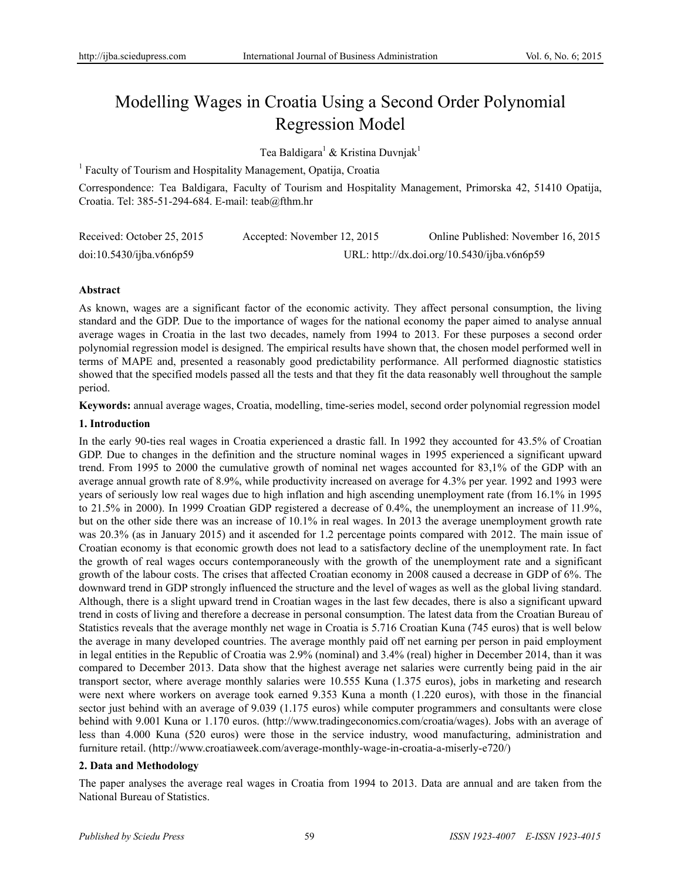# Modelling Wages in Croatia Using a Second Order Polynomial Regression Model

Tea Baldigara[1] & Kristina Duvnjak[1]

[1] Faculty of Tourism and Hospitality Management, Opatija, Croatia

Correspondence: Tea Baldigara, Faculty of Tourism and Hospitality Management, Primorska 42, 51410 Opatija, Croatia. Tel: 385-51-294-684. E-mail: teab@fthm.hr

Received: October 25, 2015 Accepted: November 12, 2015 Online Published: November 16, 2015

doi:10.5430/ijba.v6n6p59 URL: http://dx.doi.org/10.5430/ijba.v6n6p59

## Abstract

As known, wages are a significant factor of the economic activity. They affect personal consumption, the living standard and the GDP. Due to the importance of wages for the national economy the paper aimed to analyse annual average wages in Croatia in the last two decades, namely from 1994 to 2013. For these purposes a second order polynomial regression model is designed. The empirical results have shown that, the chosen model performed well in terms of MAPE and, presented a reasonably good predictability performance. All performed diagnostic statistics showed that the specified models passed all the tests and that they fit the data reasonably well throughout the sample period.

**Keywords:** annual average wages, Croatia, modelling, time-series model, second order polynomial regression model

## 1. Introduction

In the early 90-ties real wages in Croatia experienced a drastic fall. In 1992 they accounted for 43.5% of Croatian GDP. Due to changes in the definition and the structure nominal wages in 1995 experienced a significant upward trend. From 1995 to 2000 the cumulative growth of nominal net wages accounted for 83,1% of the GDP with an average annual growth rate of 8.9%, while productivity increased on average for 4.3% per year. 1992 and 1993 were years of seriously low real wages due to high inflation and high ascending unemployment rate (from 16.1% in 1995 to 21.5% in 2000). In 1999 Croatian GDP registered a decrease of 0.4%, the unemployment an increase of 11.9%, but on the other side there was an increase of 10.1% in real wages. In 2013 the average unemployment growth rate was 20.3% (as in January 2015) and it ascended for 1.2 percentage points compared with 2012. The main issue of Croatian economy is that economic growth does not lead to a satisfactory decline of the unemployment rate. In fact the growth of real wages occurs contemporaneously with the growth of the unemployment rate and a significant growth of the labour costs. The crises that affected Croatian economy in 2008 caused a decrease in GDP of 6%. The downward trend in GDP strongly influenced the structure and the level of wages as well as the global living standard. Although, there is a slight upward trend in Croatian wages in the last few decades, there is also a significant upward trend in costs of living and therefore a decrease in personal consumption. The latest data from the Croatian Bureau of Statistics reveals that the average monthly net wage in Croatia is 5.716 Croatian Kuna (745 euros) that is well below the average in many developed countries. The average monthly paid off net earning per person in paid employment in legal entities in the Republic of Croatia was 2.9% (nominal) and 3.4% (real) higher in December 2014, than it was compared to December 2013. Data show that the highest average net salaries were currently being paid in the air transport sector, where average monthly salaries were 10.555 Kuna (1.375 euros), jobs in marketing and research were next where workers on average took earned 9.353 Kuna a month (1.220 euros), with those in the financial sector just behind with an average of 9.039 (1.175 euros) while computer programmers and consultants were close behind with 9.001 Kuna or 1.170 euros. (http://www.tradingeconomics.com/croatia/wages). Jobs with an average of less than 4.000 Kuna (520 euros) were those in the service industry, wood manufacturing, administration and furniture retail. (http://www.croatiaweek.com/average-monthly-wage-in-croatia-a-miserly-e720/)

## 2. Data and Methodology

The paper analyses the average real wages in Croatia from 1994 to 2013. Data are annual and are taken from the National Bureau of Statistics.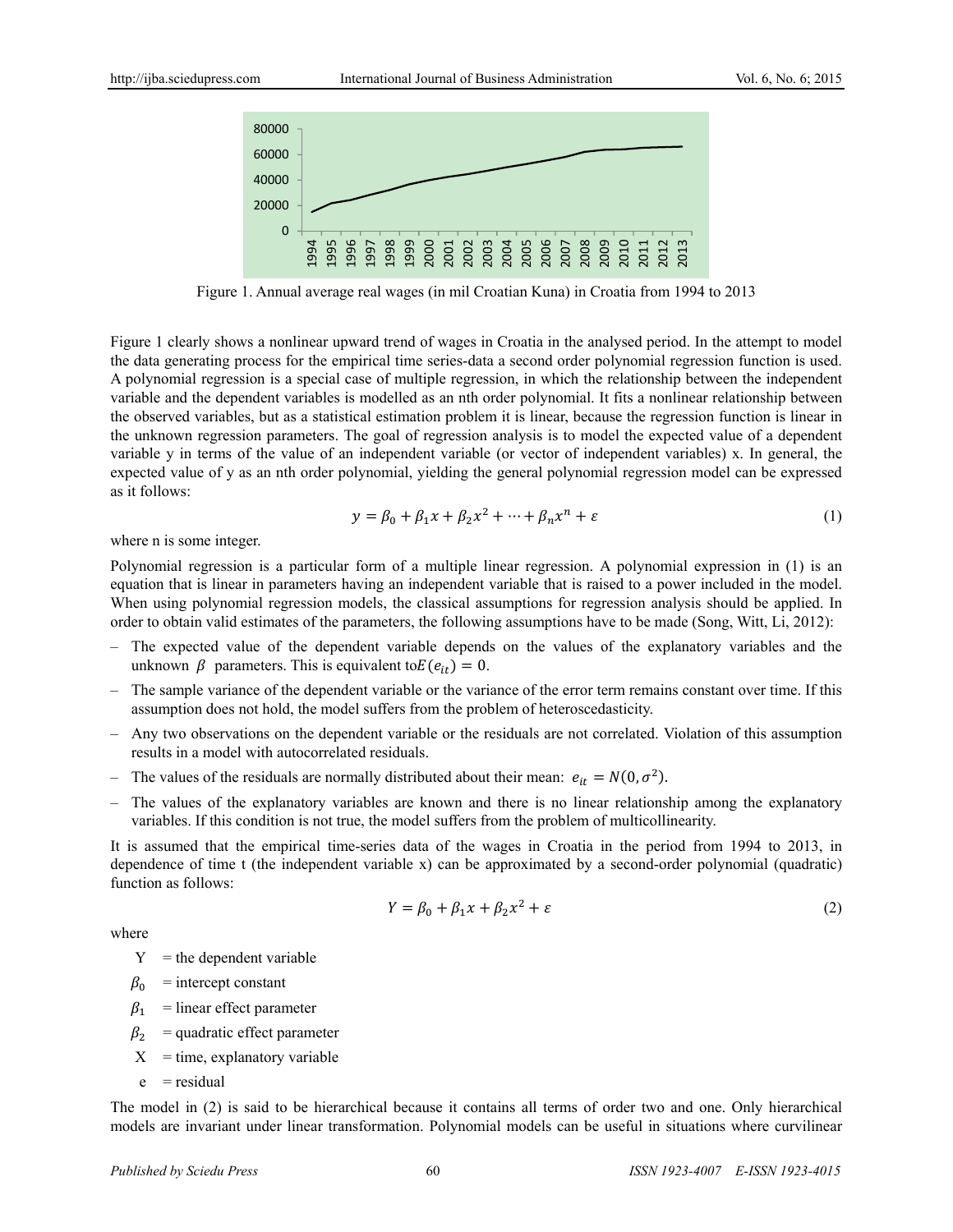Figure 1. Annual average real wages (in mil Croatian Kuna) in Croatia from 1994 to 2013

Figure 1 clearly shows a nonlinear upward trend of wages in Croatia in the analysed period. In the attempt to model the data generating process for the empirical time series-data a second order polynomial regression function is used. A polynomial regression is a special case of multiple regression, in which the relationship between the independent variable and the dependent variables is modelled as an nth order polynomial. It fits a nonlinear relationship between the observed variables, but as a statistical estimation problem it is linear, because the regression function is linear in the unknown regression parameters. The goal of regression analysis is to model the expected value of a dependent variable y in terms of the value of an independent variable (or vector of independent variables) x. In general, the expected value of y as an nth order polynomial, yielding the general polynomial regression model can be expressed as it follows:

$$y = \beta_0 + \beta_1 x + \beta_2 x^2 + \cdots + \beta_n x^n + \varepsilon \tag{1}$$

where n is some integer.

Polynomial regression is a particular form of a multiple linear regression. A polynomial expression in (1) is an equation that is linear in parameters having an independent variable that is raised to a power included in the model. When using polynomial regression models, the classical assumptions for regression analysis should be applied. In order to obtain valid estimates of the parameters, the following assumptions have to be made (Song, Witt, Li, 2012):

- The expected value of the dependent variable depends on the values of the explanatory variables and the unknown $\beta$ parameters. This is equivalent to $E(e_{it}) = 0$.
- The sample variance of the dependent variable or the variance of the error term remains constant over time. If this assumption does not hold, the model suffers from the problem of heteroscedasticity.
- Any two observations on the dependent variable or the residuals are not correlated. Violation of this assumption results in a model with autocorrelated residuals.
- The values of the residuals are normally distributed about their mean: $e_{it} = N(0, \sigma^2)$.
- The values of the explanatory variables are known and there is no linear relationship among the explanatory variables. If this condition is not true, the model suffers from the problem of multicollinearity.

It is assumed that the empirical time-series data of the wages in Croatia in the period from 1994 to 2013, in dependence of time t (the independent variable x) can be approximated by a second-order polynomial (quadratic) function as follows:

$$Y = \beta_0 + \beta_1 x + \beta_2 x^2 + \varepsilon \tag{2}$$

where

Y = the dependent variable

$\beta_0$ = intercept constant

$\beta_1$ = linear effect parameter

$\beta_2$ = quadratic effect parameter

X = time, explanatory variable

e = residual

The model in (2) is said to be hierarchical because it contains all terms of order two and one. Only hierarchical models are invariant under linear transformation. Polynomial models can be useful in situations where curvilinear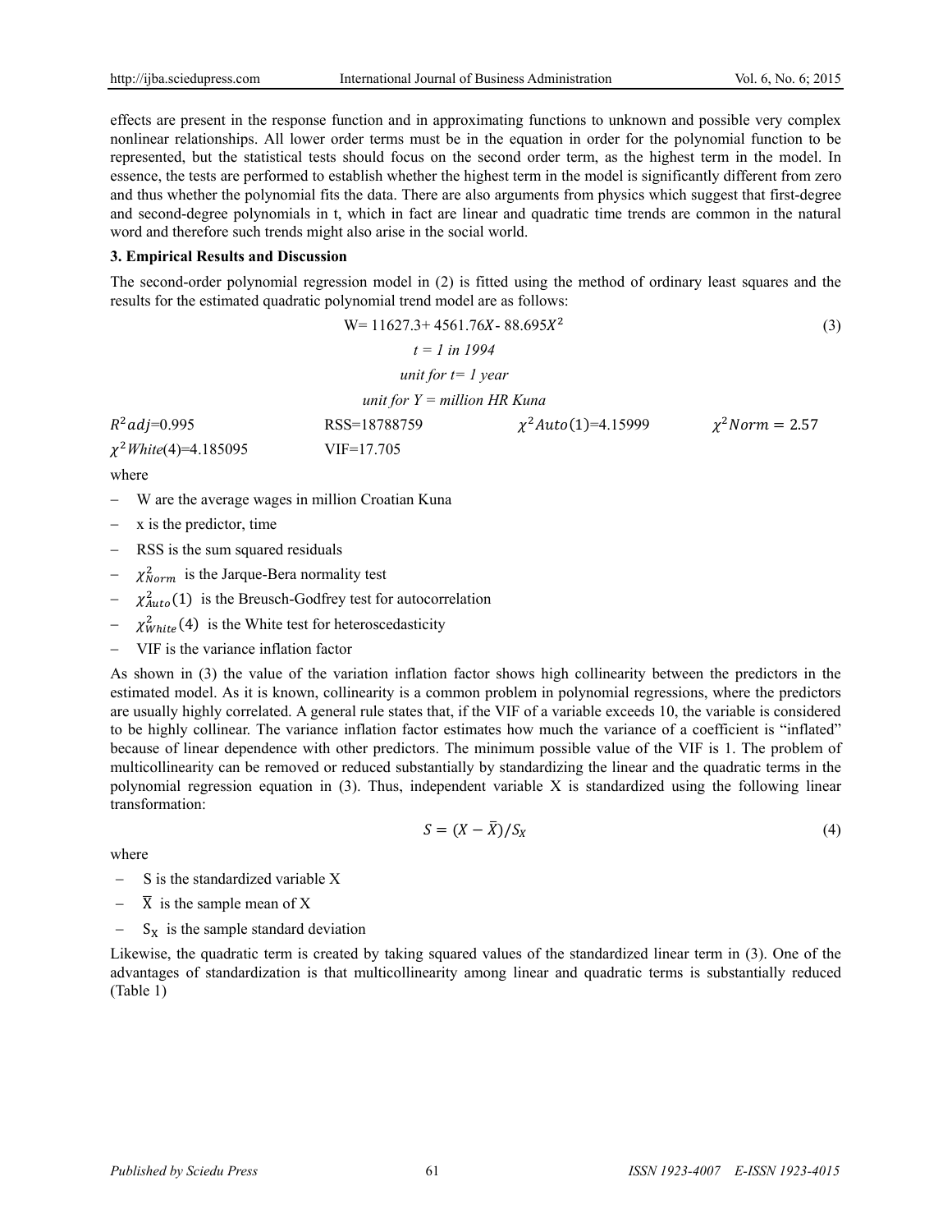effects are present in the response function and in approximating functions to unknown and possible very complex nonlinear relationships. All lower order terms must be in the equation in order for the polynomial function to be represented, but the statistical tests should focus on the second order term, as the highest term in the model. In essence, the tests are performed to establish whether the highest term in the model is significantly different from zero and thus whether the polynomial fits the data. There are also arguments from physics which suggest that first-degree and second-degree polynomials in t, which in fact are linear and quadratic time trends are common in the natural word and therefore such trends might also arise in the social world.

**3. Empirical Results and Discussion**

The second-order polynomial regression model in (2) is fitted using the method of ordinary least squares and the results for the estimated quadratic polynomial trend model are as follows:

$$W = 11627.3 + 4561.76X - 88.695X^2 \tag{3}$$

*t = 1 in 1994*

*unit for t= 1 year*

*unit for Y = million HR Kuna*

$R^2adj$=0.995 RSS=18788759 $\chi^2 Auto(1)$=4.15999 $\chi^2 Norm = 2.57$

$\chi^2 White(4)$=4.185095 VIF=17.705

where

- W are the average wages in million Croatian Kuna
- x is the predictor, time
- RSS is the sum squared residuals
- $\chi^2_{Norm}$ is the Jarque-Bera normality test
- $\chi^2_{Auto}(1)$ is the Breusch-Godfrey test for autocorrelation
- $\chi^2_{White}(4)$ is the White test for heteroscedasticity
- VIF is the variance inflation factor

As shown in (3) the value of the variation inflation factor shows high collinearity between the predictors in the estimated model. As it is known, collinearity is a common problem in polynomial regressions, where the predictors are usually highly correlated. A general rule states that, if the VIF of a variable exceeds 10, the variable is considered to be highly collinear. The variance inflation factor estimates how much the variance of a coefficient is "inflated" because of linear dependence with other predictors. The minimum possible value of the VIF is 1. The problem of multicollinearity can be removed or reduced substantially by standardizing the linear and the quadratic terms in the polynomial regression equation in (3). Thus, independent variable X is standardized using the following linear transformation:

$$S = (X - \bar{X})/S_X \tag{4}$$

where

- S is the standardized variable X
- $\bar{X}$ is the sample mean of X
- $S_X$ is the sample standard deviation

Likewise, the quadratic term is created by taking squared values of the standardized linear term in (3). One of the advantages of standardization is that multicollinearity among linear and quadratic terms is substantially reduced (Table 1)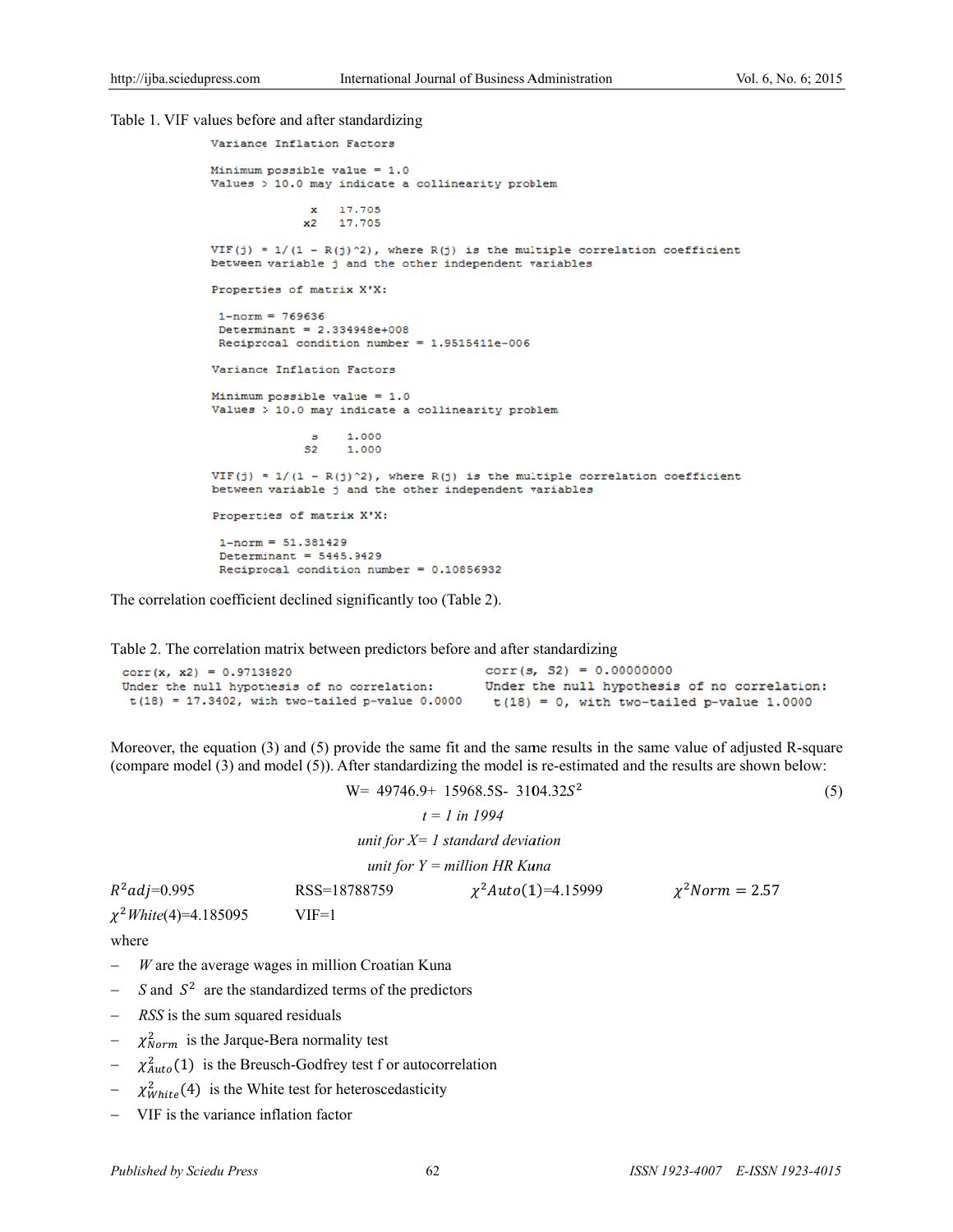Table 1. VIF values before and after standardizing

```
Variance Inflation Factors

Minimum possible value = 1.0
Values > 10.0 may indicate a collinearity problem

              x   17.705
             x2   17.705

VIF(j) = 1/(1 - R(j)^2), where R(j) is the multiple correlation coefficient
between variable j and the other independent variables

Properties of matrix X'X:

 1-norm = 769636
 Determinant = 2.334948e+008
 Reciprocal condition number = 1.9515411e-006

Variance Inflation Factors

Minimum possible value = 1.0
Values > 10.0 may indicate a collinearity problem

              s    1.000
             S2    1.000

VIF(j) = 1/(1 - R(j)^2), where R(j) is the multiple correlation coefficient
between variable j and the other independent variables

Properties of matrix X'X:

 1-norm = 51.381429
 Determinant = 5445.9429
 Reciprocal condition number = 0.10856932
```

The correlation coefficient declined significantly too (Table 2).

Table 2. The correlation matrix between predictors before and after standardizing

```
corr(x, x2) = 0.97138820
Under the null hypothesis of no correlation:
 t(18) = 17.3402, with two-tailed p-value 0.0000
```

```
corr(s, S2) = 0.00000000
Under the null hypothesis of no correlation:
 t(18) = 0, with two-tailed p-value 1.0000
```

Moreover, the equation (3) and (5) provide the same fit and the same results in the same value of adjusted R-square (compare model (3) and model (5)). After standardizing the model is re-estimated and the results are shown below:

$$W = 49746.9 + 15968.5S - 3104.32S^2 \tag{5}$$

*t = 1 in 1994*

*unit for X= 1 standard deviation*

*unit for Y = million HR Kuna*

$R^2adj$=0.995 RSS=18788759 $\chi^2 Auto(1)$=4.15999 $\chi^2 Norm = 2.57$

$\chi^2 White(4)$=4.185095 VIF=1

where

- *W* are the average wages in million Croatian Kuna
- *S* and $S^2$ are the standardized terms of the predictors
- *RSS* is the sum squared residuals
- $\chi^2_{Norm}$ is the Jarque-Bera normality test
- $\chi^2_{Auto}(1)$ is the Breusch-Godfrey test f or autocorrelation
- $\chi^2_{White}(4)$ is the White test for heteroscedasticity
- VIF is the variance inflation factor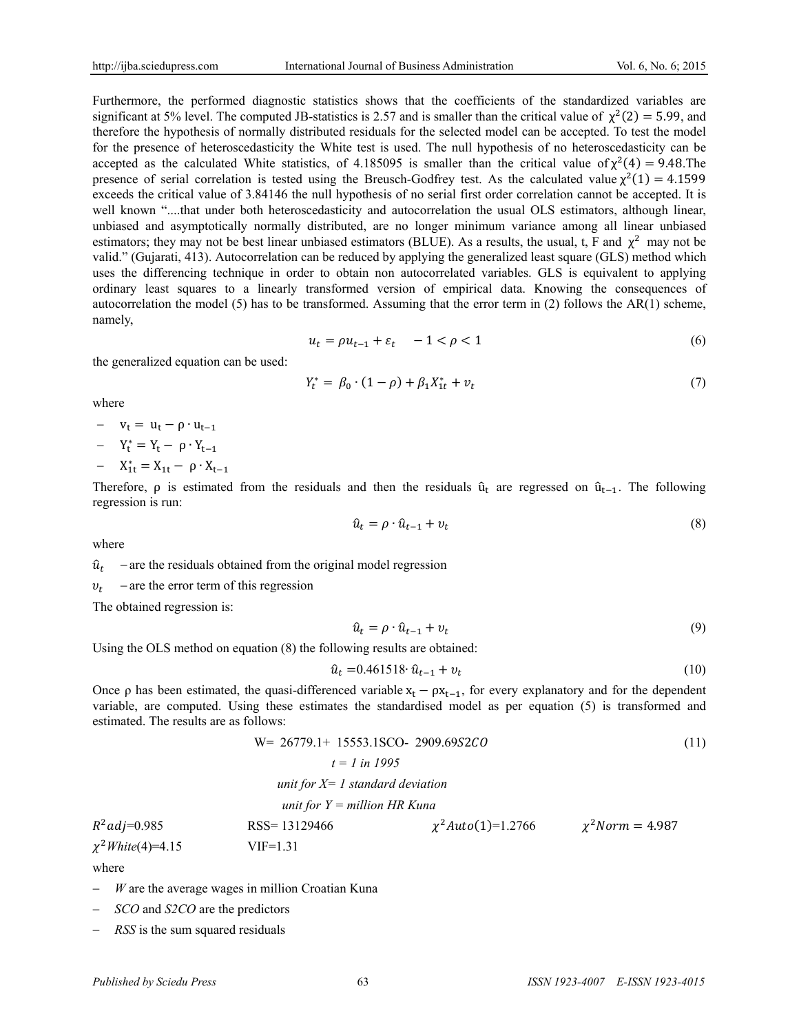Furthermore, the performed diagnostic statistics shows that the coefficients of the standardized variables are significant at 5% level. The computed JB-statistics is 2.57 and is smaller than the critical value of $\chi^2(2) = 5.99$, and therefore the hypothesis of normally distributed residuals for the selected model can be accepted. To test the model for the presence of heteroscedasticity the White test is used. The null hypothesis of no heteroscedasticity can be accepted as the calculated White statistics, of 4.185095 is smaller than the critical value of $\chi^2(4) = 9.48$.The presence of serial correlation is tested using the Breusch-Godfrey test. As the calculated value $\chi^2(1) = 4.1599$ exceeds the critical value of 3.84146 the null hypothesis of no serial first order correlation cannot be accepted. It is well known "....that under both heteroscedasticity and autocorrelation the usual OLS estimators, although linear, unbiased and asymptotically normally distributed, are no longer minimum variance among all linear unbiased estimators; they may not be best linear unbiased estimators (BLUE). As a results, the usual, t, F and $\chi^2$ may not be valid." (Gujarati, 413). Autocorrelation can be reduced by applying the generalized least square (GLS) method which uses the differencing technique in order to obtain non autocorrelated variables. GLS is equivalent to applying ordinary least squares to a linearly transformed version of empirical data. Knowing the consequences of autocorrelation the model (5) has to be transformed. Assuming that the error term in (2) follows the AR(1) scheme, namely,

$$u_t = \rho u_{t-1} + \varepsilon_t \quad -1 < \rho < 1 \tag{6}$$

the generalized equation can be used:

$$Y_t^* = \beta_0 \cdot (1 - \rho) + \beta_1 X_{1t}^* + v_t \tag{7}$$

where

- $v_t = u_t - \rho \cdot u_{t-1}$
- $Y_t^* = Y_t - \rho \cdot Y_{t-1}$
- $X_{1t}^* = X_{1t} - \rho \cdot X_{t-1}$

Therefore, ρ is estimated from the residuals and then the residuals $\hat{u}_t$ are regressed on $\hat{u}_{t-1}$. The following regression is run:

$$\hat{u}_t = \rho \cdot \hat{u}_{t-1} + v_t \tag{8}$$

where

$\hat{u}_t$ – are the residuals obtained from the original model regression

$v_t$ – are the error term of this regression

The obtained regression is:

$$\hat{u}_t = \rho \cdot \hat{u}_{t-1} + v_t \tag{9}$$

Using the OLS method on equation (8) the following results are obtained:

$$\hat{u}_t = 0.461518 \cdot \hat{u}_{t-1} + v_t \tag{10}$$

Once ρ has been estimated, the quasi-differenced variable $x_t - \rho x_{t-1}$, for every explanatory and for the dependent variable, are computed. Using these estimates the standardised model as per equation (5) is transformed and estimated. The results are as follows:

$$W = 26779.1 + 15553.1SCO - 2909.69S2CO \tag{11}$$

*t = 1 in 1995*

*unit for X= 1 standard deviation*

*unit for Y = million HR Kuna*

$R^2adj$=0.985 RSS= 13129466 $\chi^2 Auto(1)$=1.2766 $\chi^2 Norm = 4.987$

$\chi^2 White(4)$=4.15 VIF=1.31

where

- *W* are the average wages in million Croatian Kuna
- *SCO* and *S2CO* are the predictors
- *RSS* is the sum squared residuals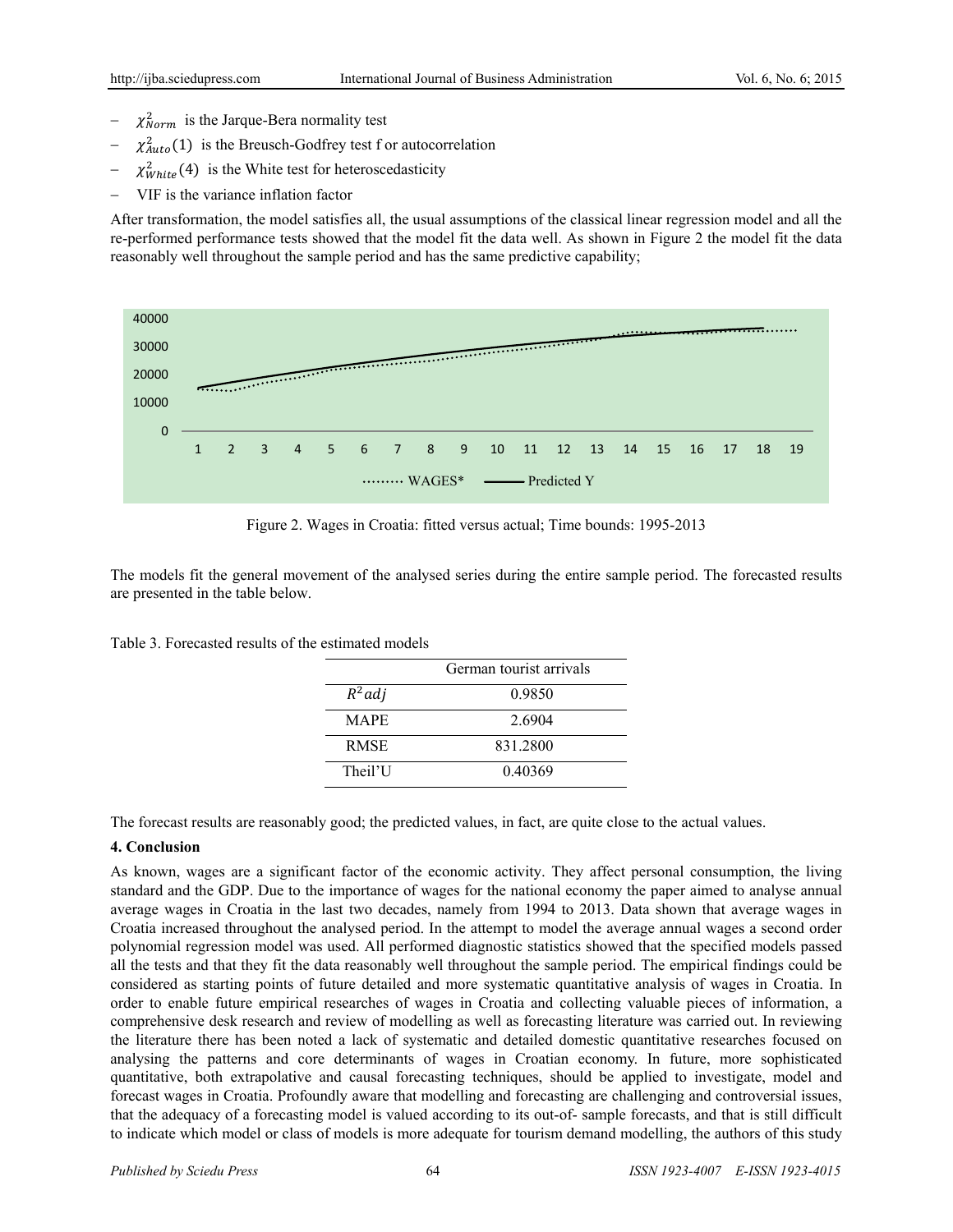- $\chi^2_{Norm}$ is the Jarque-Bera normality test
- $\chi^2_{Auto}(1)$ is the Breusch-Godfrey test f or autocorrelation
- $\chi^2_{White}(4)$ is the White test for heteroscedasticity
- VIF is the variance inflation factor

After transformation, the model satisfies all, the usual assumptions of the classical linear regression model and all the re-performed performance tests showed that the model fit the data well. As shown in Figure 2 the model fit the data reasonably well throughout the sample period and has the same predictive capability;

Figure 2. Wages in Croatia: fitted versus actual; Time bounds: 1995-2013

The models fit the general movement of the analysed series during the entire sample period. The forecasted results are presented in the table below.

Table 3. Forecasted results of the estimated models

| | German tourist arrivals |
|---|---|
| $R^2 adj$ | 0.9850 |
| MAPE | 2.6904 |
| RMSE | 831.2800 |
| Theil'U | 0.40369 |

The forecast results are reasonably good; the predicted values, in fact, are quite close to the actual values.

**4. Conclusion**

As known, wages are a significant factor of the economic activity. They affect personal consumption, the living standard and the GDP. Due to the importance of wages for the national economy the paper aimed to analyse annual average wages in Croatia in the last two decades, namely from 1994 to 2013. Data shown that average wages in Croatia increased throughout the analysed period. In the attempt to model the average annual wages a second order polynomial regression model was used. All performed diagnostic statistics showed that the specified models passed all the tests and that they fit the data reasonably well throughout the sample period. The empirical findings could be considered as starting points of future detailed and more systematic quantitative analysis of wages in Croatia. In order to enable future empirical researches of wages in Croatia and collecting valuable pieces of information, a comprehensive desk research and review of modelling as well as forecasting literature was carried out. In reviewing the literature there has been noted a lack of systematic and detailed domestic quantitative researches focused on analysing the patterns and core determinants of wages in Croatian economy. In future, more sophisticated quantitative, both extrapolative and causal forecasting techniques, should be applied to investigate, model and forecast wages in Croatia. Profoundly aware that modelling and forecasting are challenging and controversial issues, that the adequacy of a forecasting model is valued according to its out-of- sample forecasts, and that is still difficult to indicate which model or class of models is more adequate for tourism demand modelling, the authors of this study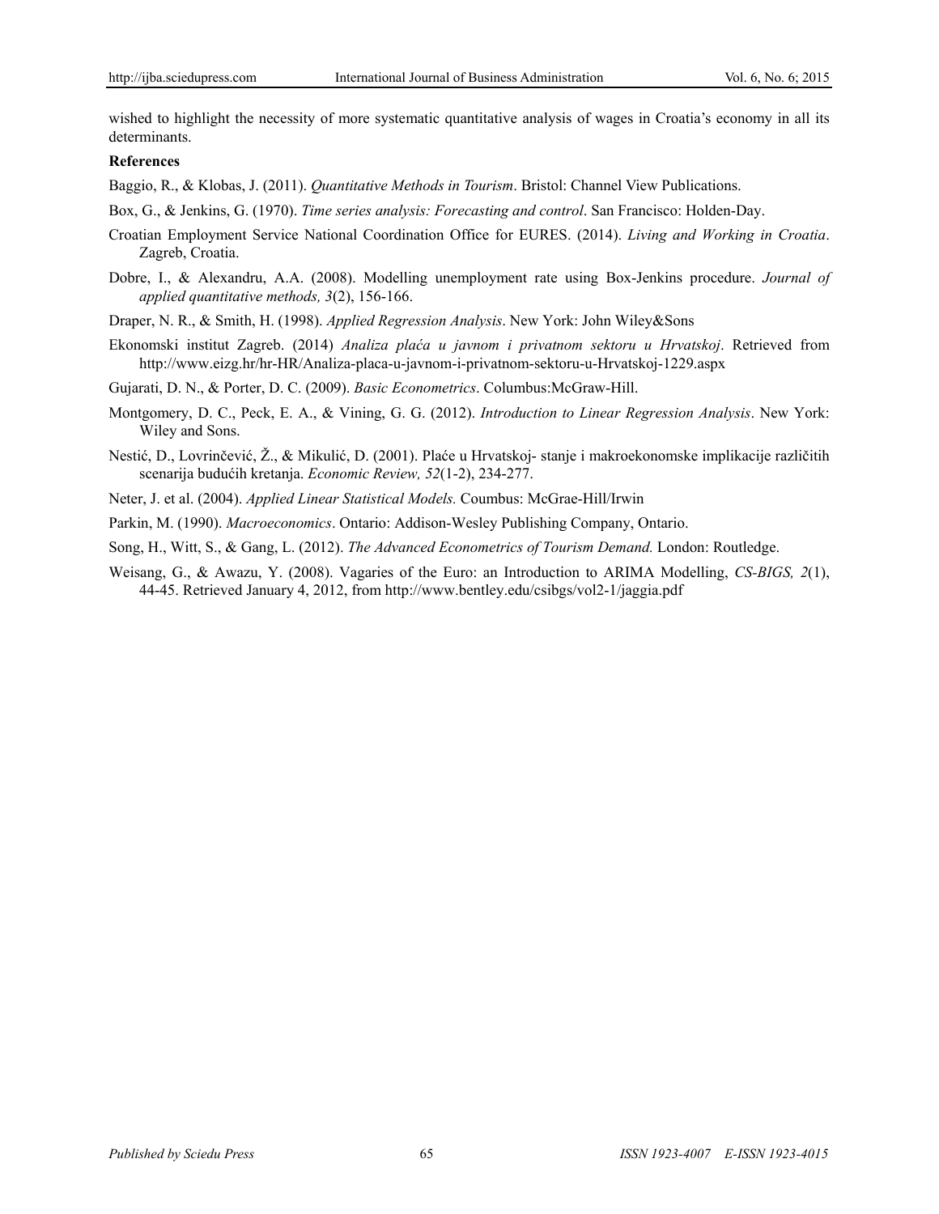wished to highlight the necessity of more systematic quantitative analysis of wages in Croatia's economy in all its determinants.

**References**

Baggio, R., & Klobas, J. (2011). *Quantitative Methods in Tourism*. Bristol: Channel View Publications.

Box, G., & Jenkins, G. (1970). *Time series analysis: Forecasting and control*. San Francisco: Holden-Day.

Croatian Employment Service National Coordination Office for EURES. (2014). *Living and Working in Croatia*. Zagreb, Croatia.

Dobre, I., & Alexandru, A.A. (2008). Modelling unemployment rate using Box-Jenkins procedure. *Journal of applied quantitative methods, 3*(2), 156-166.

Draper, N. R., & Smith, H. (1998). *Applied Regression Analysis*. New York: John Wiley&Sons

Ekonomski institut Zagreb. (2014) *Analiza plaća u javnom i privatnom sektoru u Hrvatskoj*. Retrieved from http://www.eizg.hr/hr-HR/Analiza-placa-u-javnom-i-privatnom-sektoru-u-Hrvatskoj-1229.aspx

Gujarati, D. N., & Porter, D. C. (2009). *Basic Econometrics*. Columbus:McGraw-Hill.

Montgomery, D. C., Peck, E. A., & Vining, G. G. (2012). *Introduction to Linear Regression Analysis*. New York: Wiley and Sons.

Nestić, D., Lovrinčević, Ž., & Mikulić, D. (2001). Plaće u Hrvatskoj- stanje i makroekonomske implikacije različitih scenarija budućih kretanja. *Economic Review, 52*(1-2), 234-277.

Neter, J. et al. (2004). *Applied Linear Statistical Models.* Coumbus: McGrae-Hill/Irwin

Parkin, M. (1990). *Macroeconomics*. Ontario: Addison-Wesley Publishing Company, Ontario.

Song, H., Witt, S., & Gang, L. (2012). *The Advanced Econometrics of Tourism Demand.* London: Routledge.

Weisang, G., & Awazu, Y. (2008). Vagaries of the Euro: an Introduction to ARIMA Modelling, *CS-BIGS, 2*(1), 44-45. Retrieved January 4, 2012, from http://www.bentley.edu/csibgs/vol2-1/jaggia.pdf